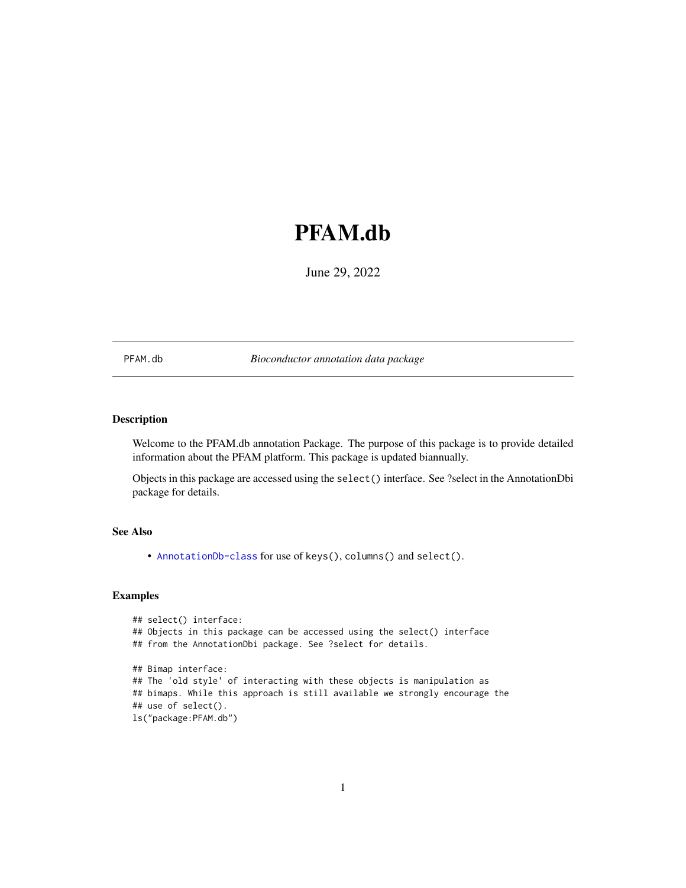# PFAM.db

June 29, 2022

PFAM.db *Bioconductor annotation data package*

## Description

Welcome to the PFAM.db annotation Package. The purpose of this package is to provide detailed information about the PFAM platform. This package is updated biannually.

Objects in this package are accessed using the `select()` interface. See ?select in the AnnotationDbi package for details.

## See Also

- `AnnotationDb-class` for use of `keys()`, `columns()` and `select()`.

## Examples

```
## select() interface:
## Objects in this package can be accessed using the select() interface
## from the AnnotationDbi package. See ?select for details.

## Bimap interface:
## The 'old style' of interacting with these objects is manipulation as
## bimaps. While this approach is still available we strongly encourage the
## use of select().
ls("package:PFAM.db")
```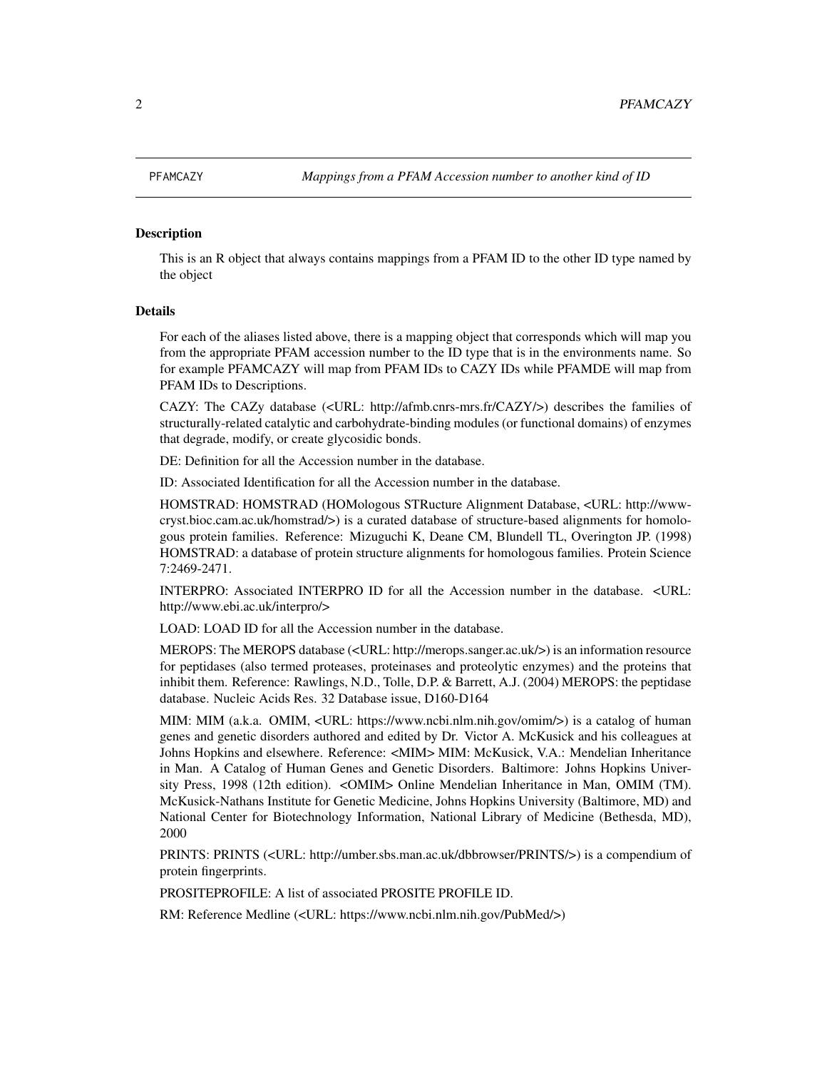## PFAMCAZY *Mappings from a PFAM Accession number to another kind of ID*

### Description

This is an R object that always contains mappings from a PFAM ID to the other ID type named by the object

### Details

For each of the aliases listed above, there is a mapping object that corresponds which will map you from the appropriate PFAM accession number to the ID type that is in the environments name. So for example PFAMCAZY will map from PFAM IDs to CAZY IDs while PFAMDE will map from PFAM IDs to Descriptions.

CAZY: The CAZy database (<URL: http://afmb.cnrs-mrs.fr/CAZY/>) describes the families of structurally-related catalytic and carbohydrate-binding modules (or functional domains) of enzymes that degrade, modify, or create glycosidic bonds.

DE: Definition for all the Accession number in the database.

ID: Associated Identification for all the Accession number in the database.

HOMSTRAD: HOMSTRAD (HOMologous STRucture Alignment Database, <URL: http://www-cryst.bioc.cam.ac.uk/homstrad/>) is a curated database of structure-based alignments for homologous protein families. Reference: Mizuguchi K, Deane CM, Blundell TL, Overington JP. (1998) HOMSTRAD: a database of protein structure alignments for homologous families. Protein Science 7:2469-2471.

INTERPRO: Associated INTERPRO ID for all the Accession number in the database. <URL: http://www.ebi.ac.uk/interpro/>

LOAD: LOAD ID for all the Accession number in the database.

MEROPS: The MEROPS database (<URL: http://merops.sanger.ac.uk/>) is an information resource for peptidases (also termed proteases, proteinases and proteolytic enzymes) and the proteins that inhibit them. Reference: Rawlings, N.D., Tolle, D.P. & Barrett, A.J. (2004) MEROPS: the peptidase database. Nucleic Acids Res. 32 Database issue, D160-D164

MIM: MIM (a.k.a. OMIM, <URL: https://www.ncbi.nlm.nih.gov/omim/>) is a catalog of human genes and genetic disorders authored and edited by Dr. Victor A. McKusick and his colleagues at Johns Hopkins and elsewhere. Reference: <MIM> MIM: McKusick, V.A.: Mendelian Inheritance in Man. A Catalog of Human Genes and Genetic Disorders. Baltimore: Johns Hopkins University Press, 1998 (12th edition). <OMIM> Online Mendelian Inheritance in Man, OMIM (TM). McKusick-Nathans Institute for Genetic Medicine, Johns Hopkins University (Baltimore, MD) and National Center for Biotechnology Information, National Library of Medicine (Bethesda, MD), 2000

PRINTS: PRINTS (<URL: http://umber.sbs.man.ac.uk/dbbrowser/PRINTS/>) is a compendium of protein fingerprints.

PROSITEPROFILE: A list of associated PROSITE PROFILE ID.

RM: Reference Medline (<URL: https://www.ncbi.nlm.nih.gov/PubMed/>)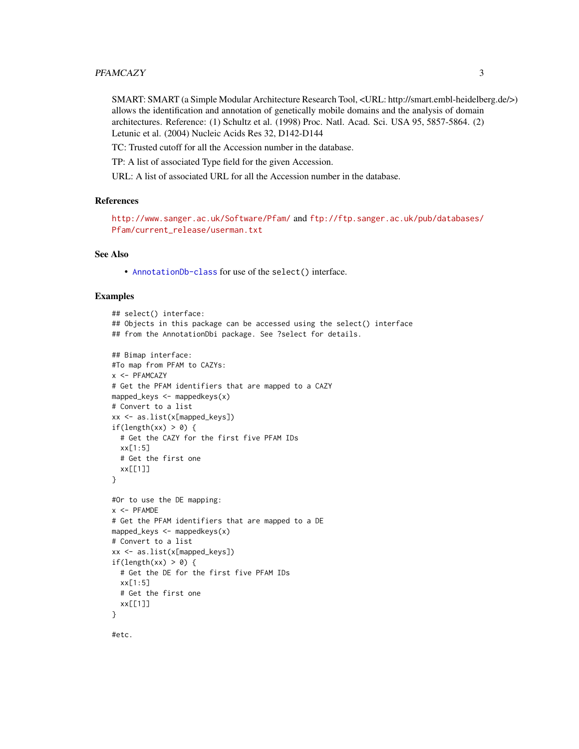SMART: SMART (a Simple Modular Architecture Research Tool, <URL: http://smart.embl-heidelberg.de/>) allows the identification and annotation of genetically mobile domains and the analysis of domain architectures. Reference: (1) Schultz et al. (1998) Proc. Natl. Acad. Sci. USA 95, 5857-5864. (2) Letunic et al. (2004) Nucleic Acids Res 32, D142-D144

TC: Trusted cutoff for all the Accession number in the database.

TP: A list of associated Type field for the given Accession.

URL: A list of associated URL for all the Accession number in the database.

## References

http://www.sanger.ac.uk/Software/Pfam/ and ftp://ftp.sanger.ac.uk/pub/databases/Pfam/current_release/userman.txt

## See Also

- AnnotationDb-class for use of the select() interface.

## Examples

```
## select() interface:
## Objects in this package can be accessed using the select() interface
## from the AnnotationDbi package. See ?select for details.

## Bimap interface:
#To map from PFAM to CAZYs:
x <- PFAMCAZY
# Get the PFAM identifiers that are mapped to a CAZY
mapped_keys <- mappedkeys(x)
# Convert to a list
xx <- as.list(x[mapped_keys])
if(length(xx) > 0) {
  # Get the CAZY for the first five PFAM IDs
  xx[1:5]
  # Get the first one
  xx[[1]]
}

#Or to use the DE mapping:
x <- PFAMDE
# Get the PFAM identifiers that are mapped to a DE
mapped_keys <- mappedkeys(x)
# Convert to a list
xx <- as.list(x[mapped_keys])
if(length(xx) > 0) {
  # Get the DE for the first five PFAM IDs
  xx[1:5]
  # Get the first one
  xx[[1]]
}

#etc.
```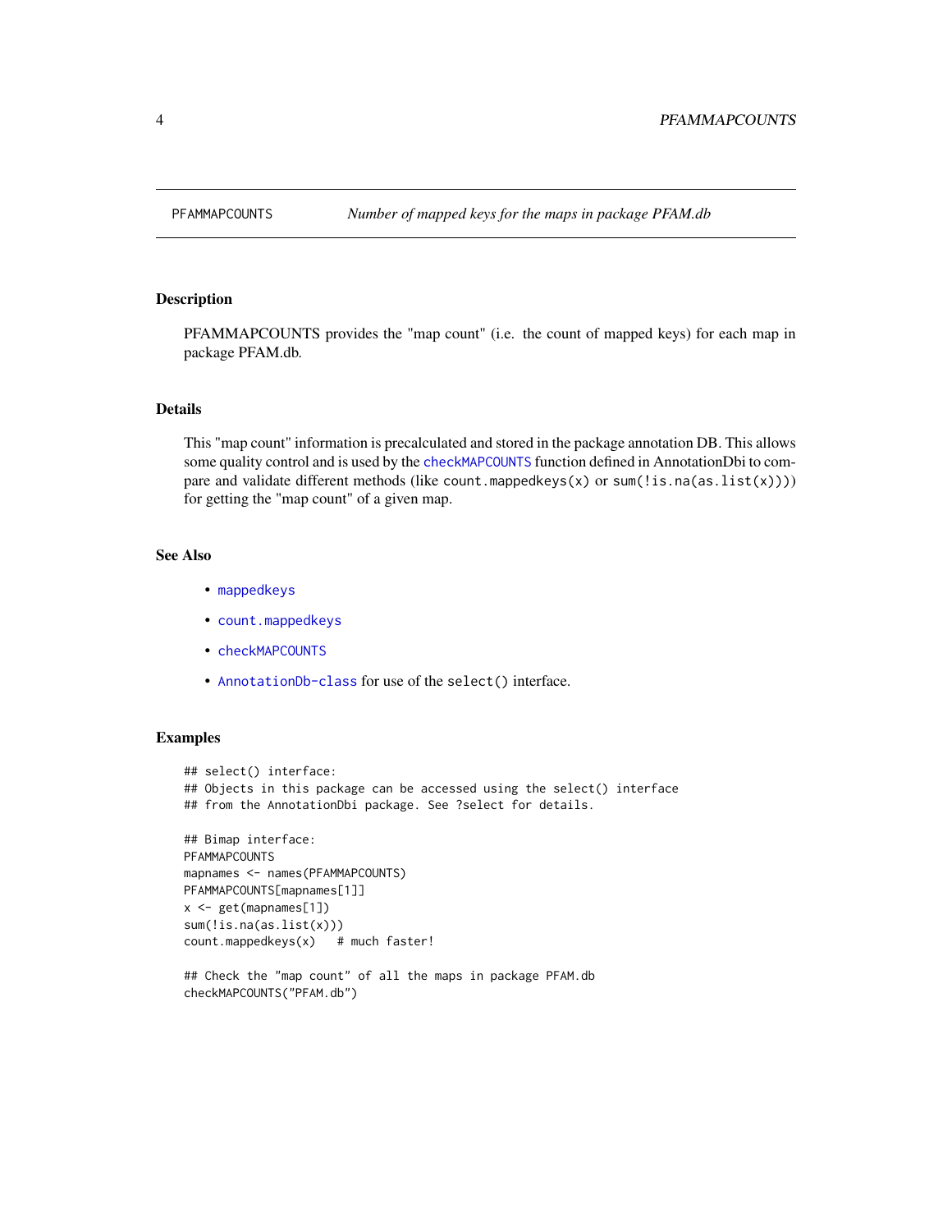PFAMMAPCOUNTS *Number of mapped keys for the maps in package PFAM.db*

## Description

PFAMMAPCOUNTS provides the "map count" (i.e. the count of mapped keys) for each map in package PFAM.db.

## Details

This "map count" information is precalculated and stored in the package annotation DB. This allows some quality control and is used by the checkMAPCOUNTS function defined in AnnotationDbi to compare and validate different methods (like `count.mappedkeys(x)` or `sum(!is.na(as.list(x)))`) for getting the "map count" of a given map.

## See Also

- mappedkeys
- count.mappedkeys
- checkMAPCOUNTS
- AnnotationDb-class for use of the `select()` interface.

## Examples

```
## select() interface:
## Objects in this package can be accessed using the select() interface
## from the AnnotationDbi package. See ?select for details.

## Bimap interface:
PFAMMAPCOUNTS
mapnames <- names(PFAMMAPCOUNTS)
PFAMMAPCOUNTS[mapnames[1]]
x <- get(mapnames[1])
sum(!is.na(as.list(x)))
count.mappedkeys(x)   # much faster!

## Check the "map count" of all the maps in package PFAM.db
checkMAPCOUNTS("PFAM.db")
```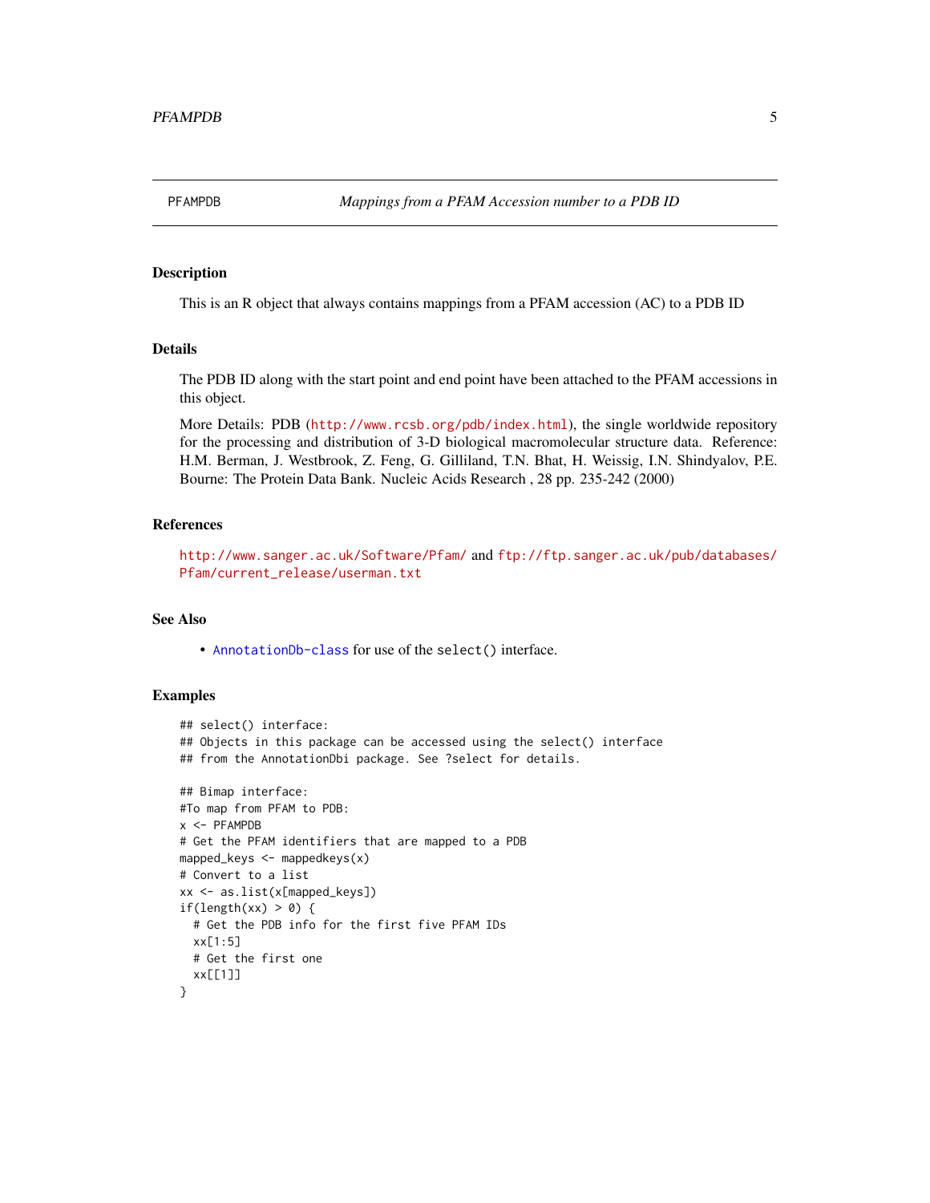PFAMPDB    *Mappings from a PFAM Accession number to a PDB ID*

## Description

This is an R object that always contains mappings from a PFAM accession (AC) to a PDB ID

## Details

The PDB ID along with the start point and end point have been attached to the PFAM accessions in this object.

More Details: PDB (http://www.rcsb.org/pdb/index.html), the single worldwide repository for the processing and distribution of 3-D biological macromolecular structure data. Reference: H.M. Berman, J. Westbrook, Z. Feng, G. Gilliland, T.N. Bhat, H. Weissig, I.N. Shindyalov, P.E. Bourne: The Protein Data Bank. Nucleic Acids Research , 28 pp. 235-242 (2000)

## References

http://www.sanger.ac.uk/Software/Pfam/ and ftp://ftp.sanger.ac.uk/pub/databases/Pfam/current_release/userman.txt

## See Also

- AnnotationDb-class for use of the `select()` interface.

## Examples

```
## select() interface:
## Objects in this package can be accessed using the select() interface
## from the AnnotationDbi package. See ?select for details.

## Bimap interface:
#To map from PFAM to PDB:
x <- PFAMPDB
# Get the PFAM identifiers that are mapped to a PDB
mapped_keys <- mappedkeys(x)
# Convert to a list
xx <- as.list(x[mapped_keys])
if(length(xx) > 0) {
  # Get the PDB info for the first five PFAM IDs
  xx[1:5]
  # Get the first one
  xx[[1]]
}
```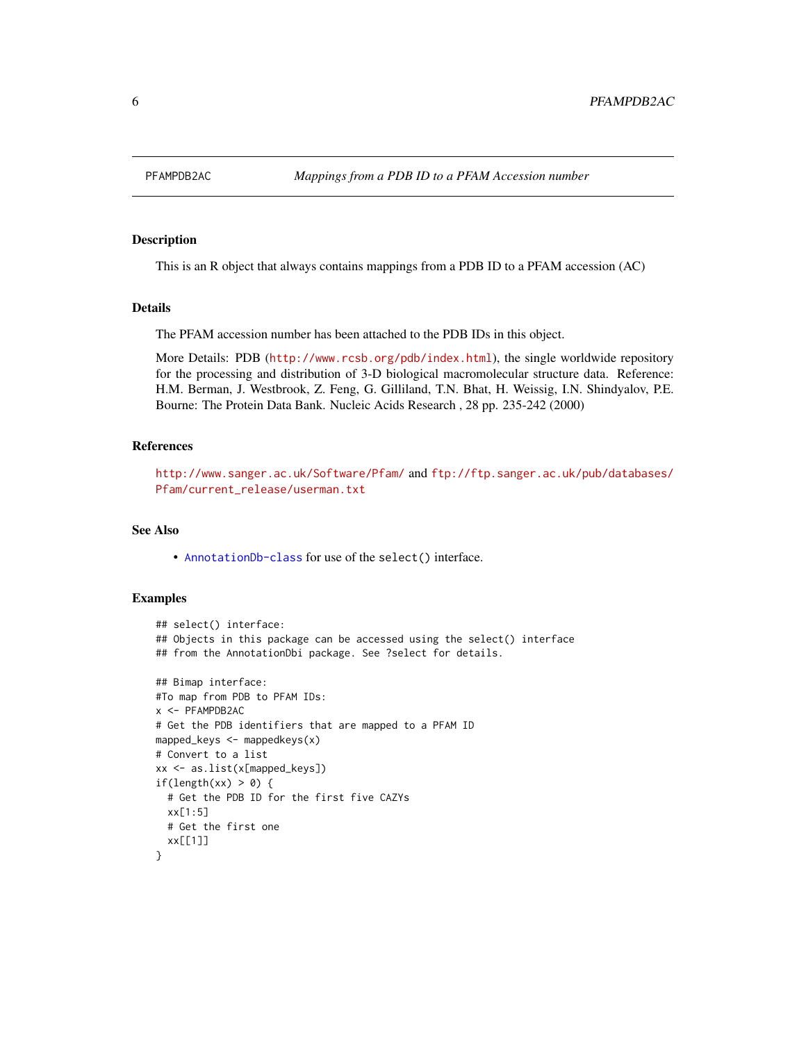# PFAMPDB2AC — *Mappings from a PDB ID to a PFAM Accession number*

## Description

This is an R object that always contains mappings from a PDB ID to a PFAM accession (AC)

## Details

The PFAM accession number has been attached to the PDB IDs in this object.

More Details: PDB (http://www.rcsb.org/pdb/index.html), the single worldwide repository for the processing and distribution of 3-D biological macromolecular structure data. Reference: H.M. Berman, J. Westbrook, Z. Feng, G. Gilliland, T.N. Bhat, H. Weissig, I.N. Shindyalov, P.E. Bourne: The Protein Data Bank. Nucleic Acids Research , 28 pp. 235-242 (2000)

## References

http://www.sanger.ac.uk/Software/Pfam/ and ftp://ftp.sanger.ac.uk/pub/databases/Pfam/current_release/userman.txt

## See Also

- `AnnotationDb-class` for use of the `select()` interface.

## Examples

```
## select() interface:
## Objects in this package can be accessed using the select() interface
## from the AnnotationDbi package. See ?select for details.

## Bimap interface:
#To map from PDB to PFAM IDs:
x <- PFAMPDB2AC
# Get the PDB identifiers that are mapped to a PFAM ID
mapped_keys <- mappedkeys(x)
# Convert to a list
xx <- as.list(x[mapped_keys])
if(length(xx) > 0) {
  # Get the PDB ID for the first five CAZYs
  xx[1:5]
  # Get the first one
  xx[[1]]
}
```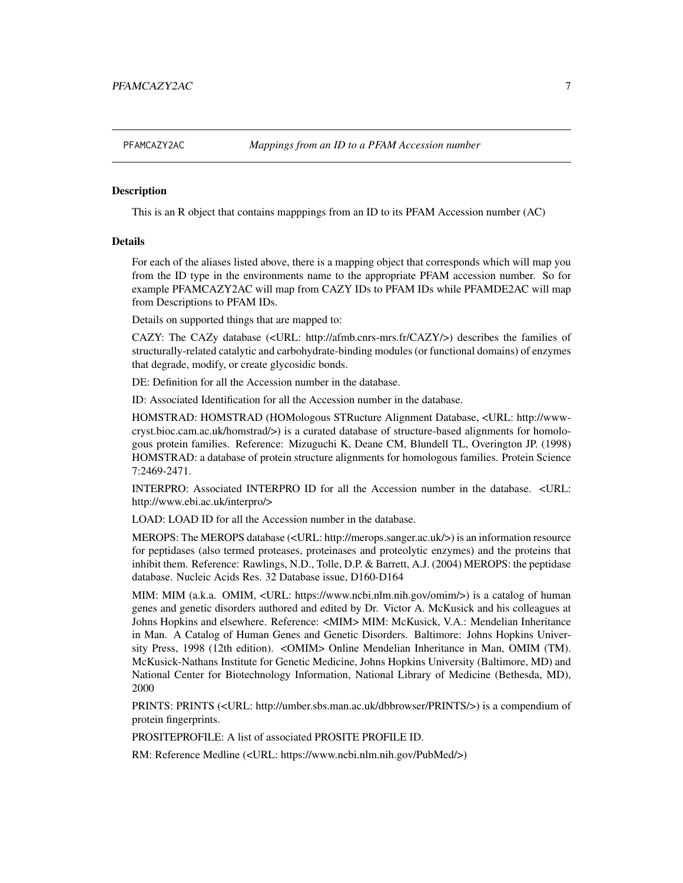PFAMCAZY2AC *Mappings from an ID to a PFAM Accession number*

## Description

This is an R object that contains mapppings from an ID to its PFAM Accession number (AC)

## Details

For each of the aliases listed above, there is a mapping object that corresponds which will map you from the ID type in the environments name to the appropriate PFAM accession number. So for example PFAMCAZY2AC will map from CAZY IDs to PFAM IDs while PFAMDE2AC will map from Descriptions to PFAM IDs.

Details on supported things that are mapped to:

CAZY: The CAZy database (<URL: http://afmb.cnrs-mrs.fr/CAZY/>) describes the families of structurally-related catalytic and carbohydrate-binding modules (or functional domains) of enzymes that degrade, modify, or create glycosidic bonds.

DE: Definition for all the Accession number in the database.

ID: Associated Identification for all the Accession number in the database.

HOMSTRAD: HOMSTRAD (HOMologous STRucture Alignment Database, <URL: http://www-cryst.bioc.cam.ac.uk/homstrad/>) is a curated database of structure-based alignments for homologous protein families. Reference: Mizuguchi K, Deane CM, Blundell TL, Overington JP. (1998) HOMSTRAD: a database of protein structure alignments for homologous families. Protein Science 7:2469-2471.

INTERPRO: Associated INTERPRO ID for all the Accession number in the database. <URL: http://www.ebi.ac.uk/interpro/>

LOAD: LOAD ID for all the Accession number in the database.

MEROPS: The MEROPS database (<URL: http://merops.sanger.ac.uk/>) is an information resource for peptidases (also termed proteases, proteinases and proteolytic enzymes) and the proteins that inhibit them. Reference: Rawlings, N.D., Tolle, D.P. & Barrett, A.J. (2004) MEROPS: the peptidase database. Nucleic Acids Res. 32 Database issue, D160-D164

MIM: MIM (a.k.a. OMIM, <URL: https://www.ncbi.nlm.nih.gov/omim/>) is a catalog of human genes and genetic disorders authored and edited by Dr. Victor A. McKusick and his colleagues at Johns Hopkins and elsewhere. Reference: <MIM> MIM: McKusick, V.A.: Mendelian Inheritance in Man. A Catalog of Human Genes and Genetic Disorders. Baltimore: Johns Hopkins University Press, 1998 (12th edition). <OMIM> Online Mendelian Inheritance in Man, OMIM (TM). McKusick-Nathans Institute for Genetic Medicine, Johns Hopkins University (Baltimore, MD) and National Center for Biotechnology Information, National Library of Medicine (Bethesda, MD), 2000

PRINTS: PRINTS (<URL: http://umber.sbs.man.ac.uk/dbbrowser/PRINTS/>) is a compendium of protein fingerprints.

PROSITEPROFILE: A list of associated PROSITE PROFILE ID.

RM: Reference Medline (<URL: https://www.ncbi.nlm.nih.gov/PubMed/>)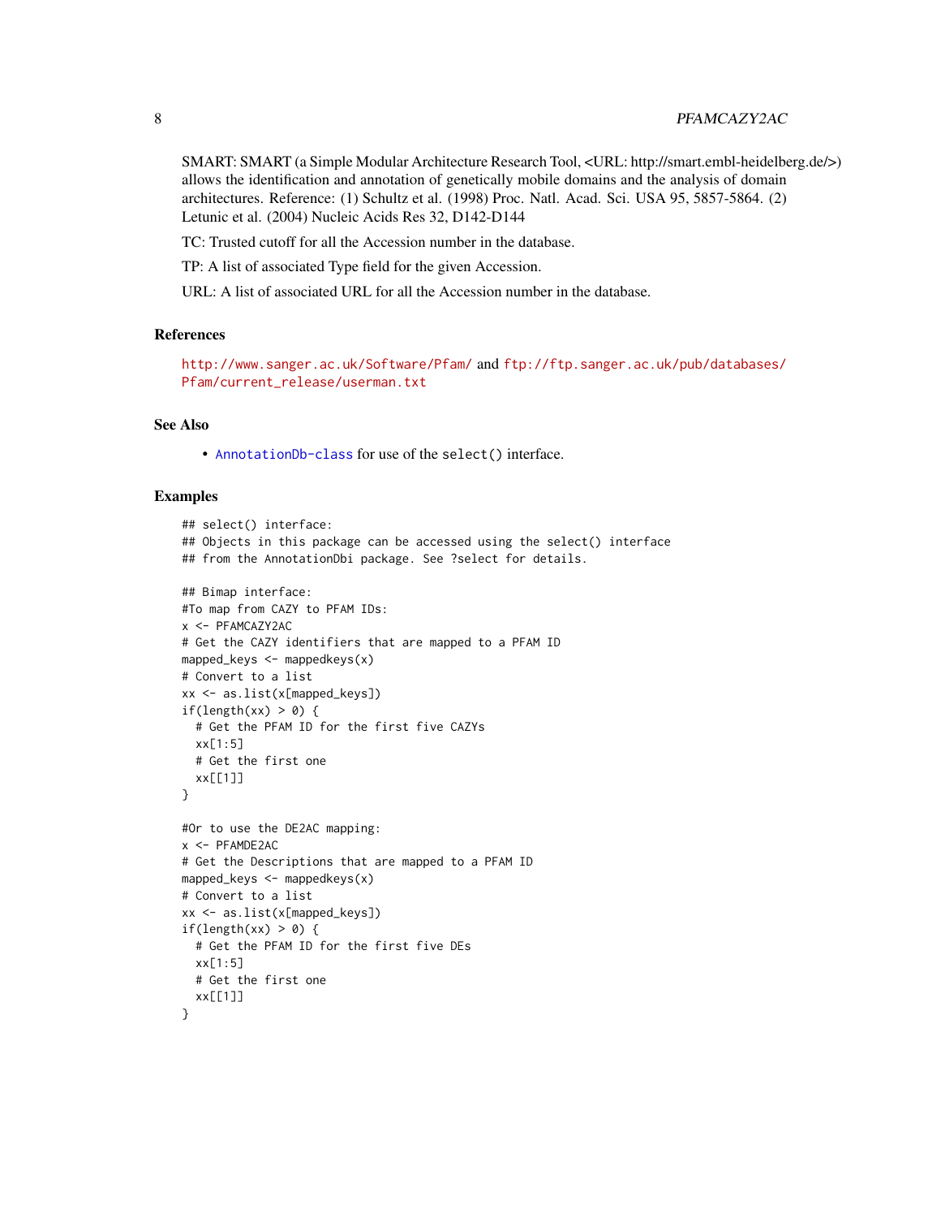SMART: SMART (a Simple Modular Architecture Research Tool, <URL: http://smart.embl-heidelberg.de/>) allows the identification and annotation of genetically mobile domains and the analysis of domain architectures. Reference: (1) Schultz et al. (1998) Proc. Natl. Acad. Sci. USA 95, 5857-5864. (2) Letunic et al. (2004) Nucleic Acids Res 32, D142-D144

TC: Trusted cutoff for all the Accession number in the database.

TP: A list of associated Type field for the given Accession.

URL: A list of associated URL for all the Accession number in the database.

## References

http://www.sanger.ac.uk/Software/Pfam/ and ftp://ftp.sanger.ac.uk/pub/databases/Pfam/current_release/userman.txt

## See Also

- AnnotationDb-class for use of the select() interface.

## Examples

```
## select() interface:
## Objects in this package can be accessed using the select() interface
## from the AnnotationDbi package. See ?select for details.

## Bimap interface:
#To map from CAZY to PFAM IDs:
x <- PFAMCAZY2AC
# Get the CAZY identifiers that are mapped to a PFAM ID
mapped_keys <- mappedkeys(x)
# Convert to a list
xx <- as.list(x[mapped_keys])
if(length(xx) > 0) {
  # Get the PFAM ID for the first five CAZYs
  xx[1:5]
  # Get the first one
  xx[[1]]
}

#Or to use the DE2AC mapping:
x <- PFAMDE2AC
# Get the Descriptions that are mapped to a PFAM ID
mapped_keys <- mappedkeys(x)
# Convert to a list
xx <- as.list(x[mapped_keys])
if(length(xx) > 0) {
  # Get the PFAM ID for the first five DEs
  xx[1:5]
  # Get the first one
  xx[[1]]
}
```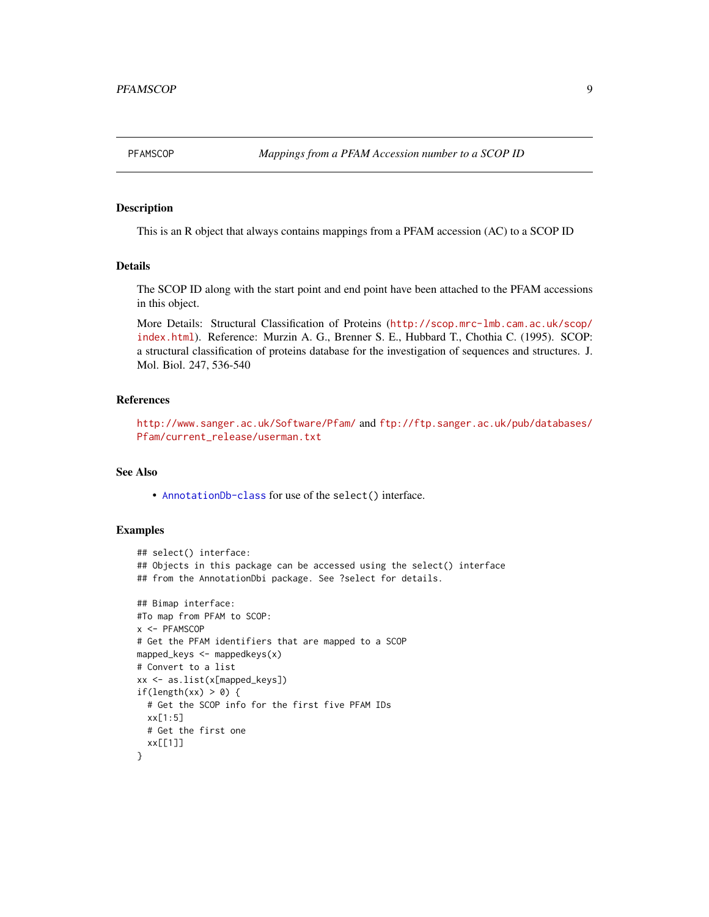PFAMSCOP *Mappings from a PFAM Accession number to a SCOP ID*

### Description

This is an R object that always contains mappings from a PFAM accession (AC) to a SCOP ID

### Details

The SCOP ID along with the start point and end point have been attached to the PFAM accessions in this object.

More Details: Structural Classification of Proteins (http://scop.mrc-lmb.cam.ac.uk/scop/index.html). Reference: Murzin A. G., Brenner S. E., Hubbard T., Chothia C. (1995). SCOP: a structural classification of proteins database for the investigation of sequences and structures. J. Mol. Biol. 247, 536-540

### References

http://www.sanger.ac.uk/Software/Pfam/ and ftp://ftp.sanger.ac.uk/pub/databases/Pfam/current_release/userman.txt

### See Also

- AnnotationDb-class for use of the `select()` interface.

### Examples

```
## select() interface:
## Objects in this package can be accessed using the select() interface
## from the AnnotationDbi package. See ?select for details.

## Bimap interface:
#To map from PFAM to SCOP:
x <- PFAMSCOP
# Get the PFAM identifiers that are mapped to a SCOP
mapped_keys <- mappedkeys(x)
# Convert to a list
xx <- as.list(x[mapped_keys])
if(length(xx) > 0) {
  # Get the SCOP info for the first five PFAM IDs
  xx[1:5]
  # Get the first one
  xx[[1]]
}
```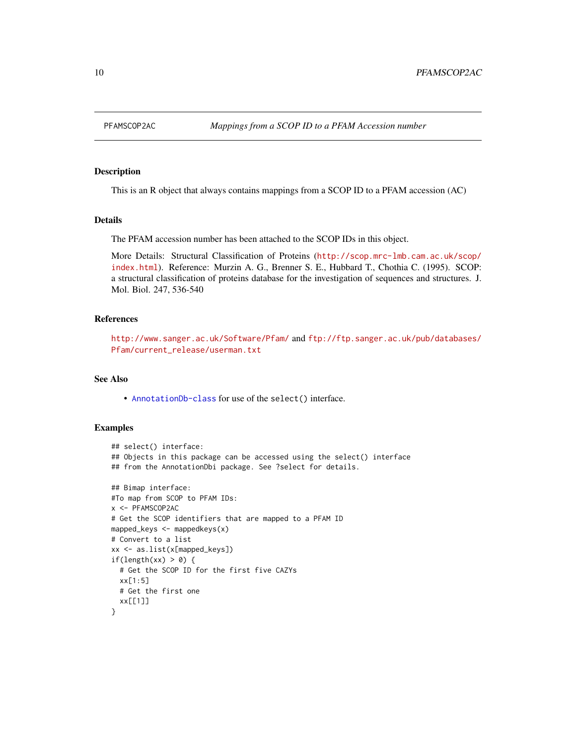# PFAMSCOP2AC — *Mappings from a SCOP ID to a PFAM Accession number*

## Description

This is an R object that always contains mappings from a SCOP ID to a PFAM accession (AC)

## Details

The PFAM accession number has been attached to the SCOP IDs in this object.

More Details: Structural Classification of Proteins (http://scop.mrc-lmb.cam.ac.uk/scop/index.html). Reference: Murzin A. G., Brenner S. E., Hubbard T., Chothia C. (1995). SCOP: a structural classification of proteins database for the investigation of sequences and structures. J. Mol. Biol. 247, 536-540

## References

http://www.sanger.ac.uk/Software/Pfam/ and ftp://ftp.sanger.ac.uk/pub/databases/Pfam/current_release/userman.txt

## See Also

- AnnotationDb-class for use of the select() interface.

## Examples

```
## select() interface:
## Objects in this package can be accessed using the select() interface
## from the AnnotationDbi package. See ?select for details.

## Bimap interface:
#To map from SCOP to PFAM IDs:
x <- PFAMSCOP2AC
# Get the SCOP identifiers that are mapped to a PFAM ID
mapped_keys <- mappedkeys(x)
# Convert to a list
xx <- as.list(x[mapped_keys])
if(length(xx) > 0) {
  # Get the SCOP ID for the first five CAZYs
  xx[1:5]
  # Get the first one
  xx[[1]]
}
```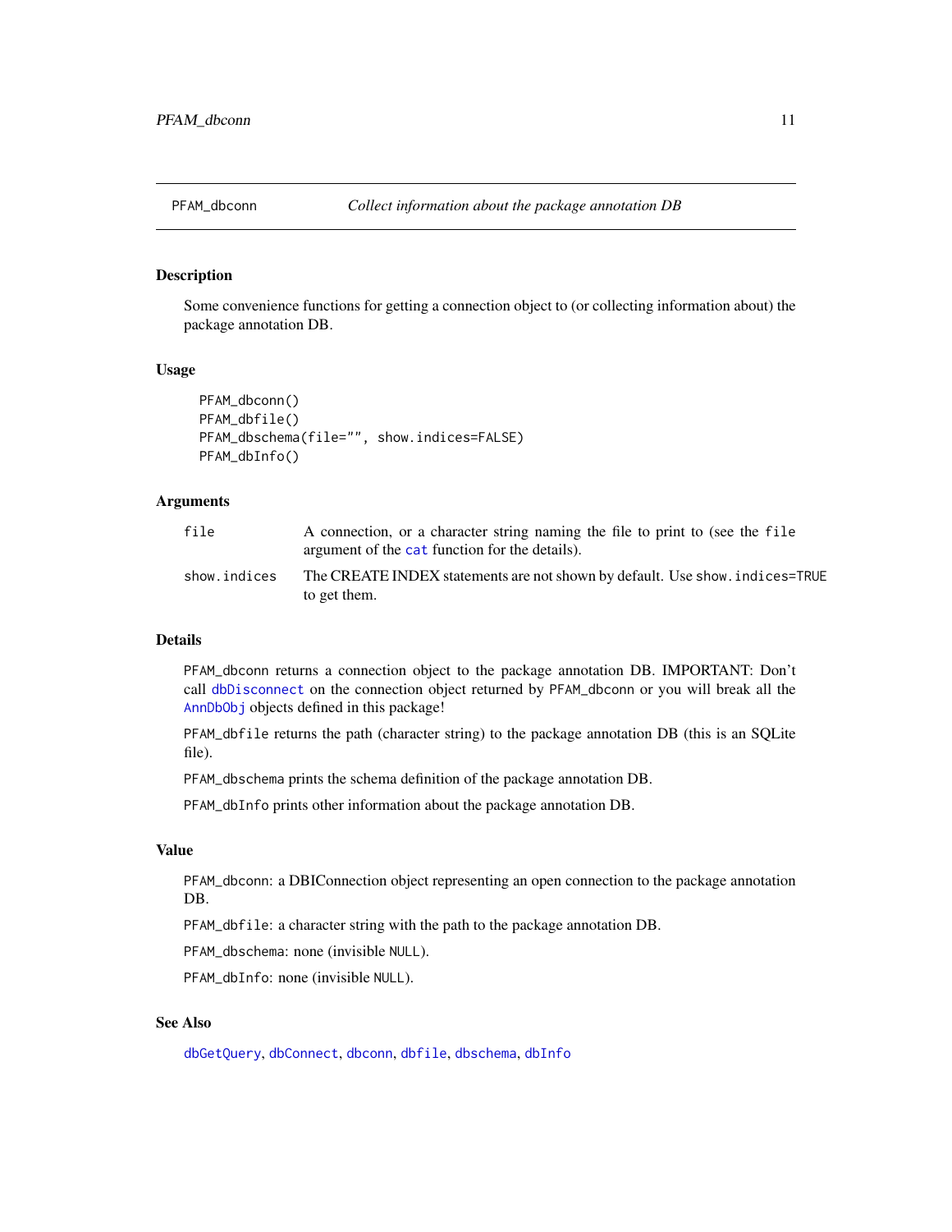## PFAM_dbconn — *Collect information about the package annotation DB*

### Description

Some convenience functions for getting a connection object to (or collecting information about) the package annotation DB.

### Usage

```
PFAM_dbconn()
PFAM_dbfile()
PFAM_dbschema(file="", show.indices=FALSE)
PFAM_dbInfo()
```

### Arguments

| | |
|---|---|
| `file` | A connection, or a character string naming the file to print to (see the `file` argument of the `cat` function for the details). |
| `show.indices` | The CREATE INDEX statements are not shown by default. Use `show.indices=TRUE` to get them. |

### Details

`PFAM_dbconn` returns a connection object to the package annotation DB. IMPORTANT: Don't call `dbDisconnect` on the connection object returned by `PFAM_dbconn` or you will break all the `AnnDbObj` objects defined in this package!

`PFAM_dbfile` returns the path (character string) to the package annotation DB (this is an SQLite file).

`PFAM_dbschema` prints the schema definition of the package annotation DB.

`PFAM_dbInfo` prints other information about the package annotation DB.

### Value

`PFAM_dbconn`: a DBIConnection object representing an open connection to the package annotation DB.

`PFAM_dbfile`: a character string with the path to the package annotation DB.

`PFAM_dbschema`: none (invisible `NULL`).

`PFAM_dbInfo`: none (invisible `NULL`).

### See Also

`dbGetQuery`, `dbConnect`, `dbconn`, `dbfile`, `dbschema`, `dbInfo`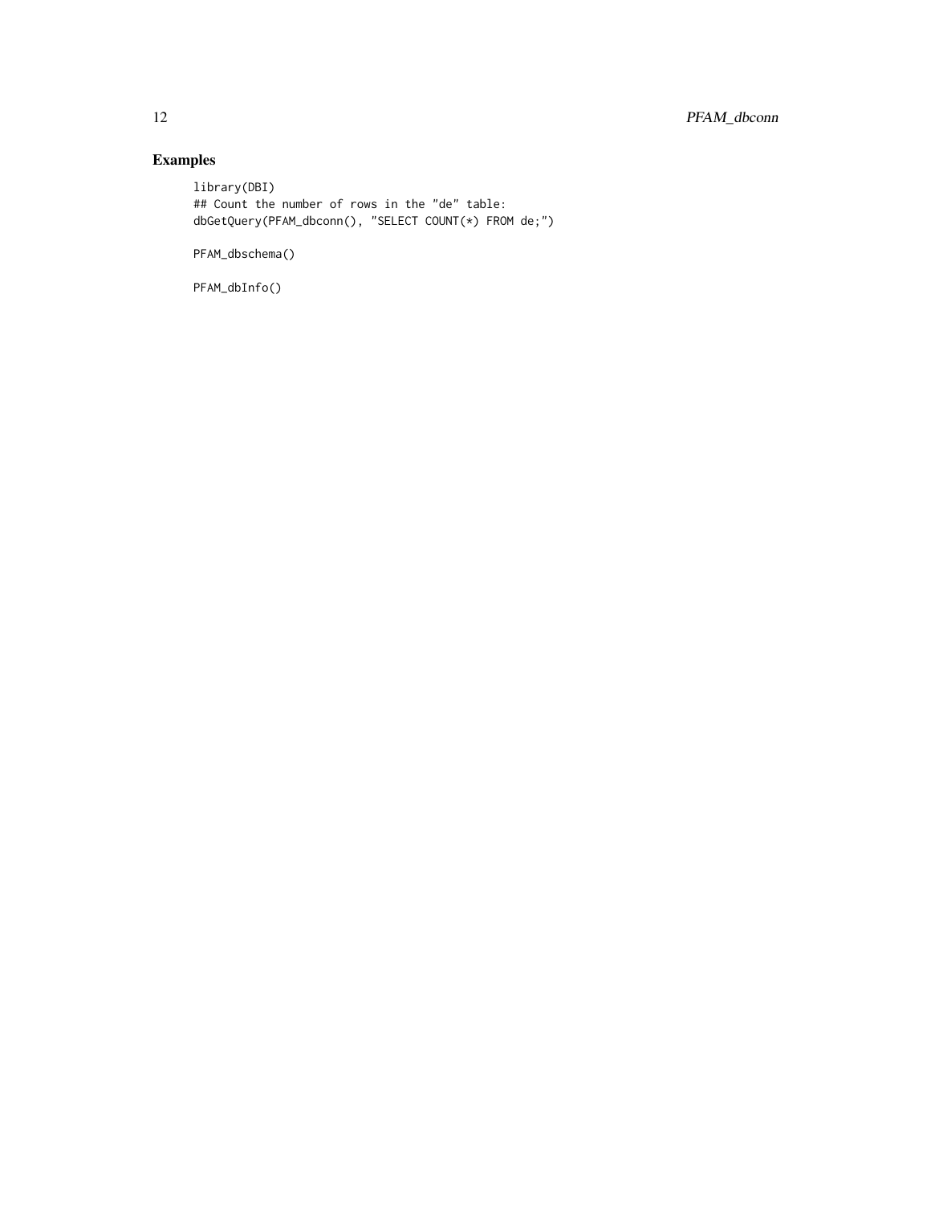## Examples

```
library(DBI)
## Count the number of rows in the "de" table:
dbGetQuery(PFAM_dbconn(), "SELECT COUNT(*) FROM de;")

PFAM_dbschema()

PFAM_dbInfo()
```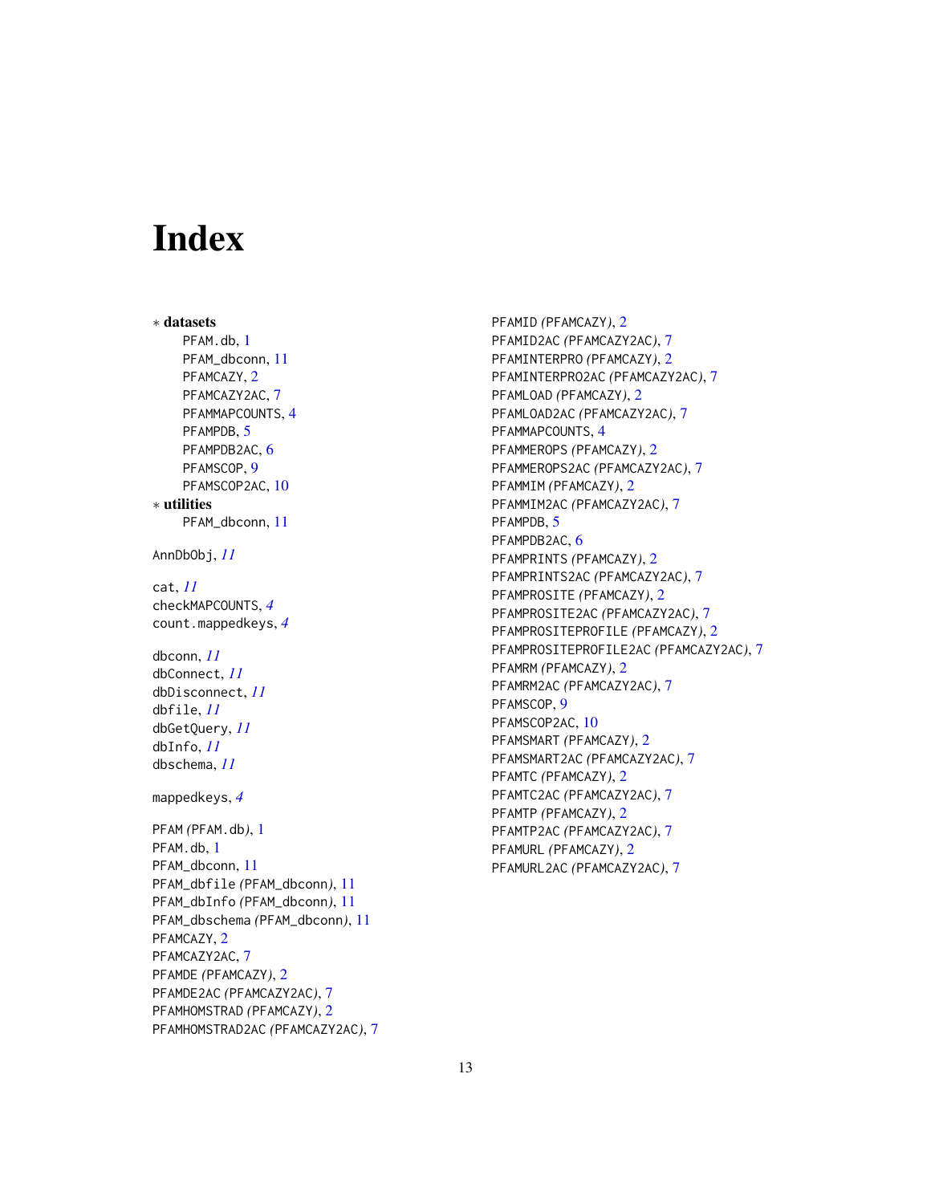# Index

∗ **datasets**
- PFAM.db, 1
- PFAM_dbconn, 11
- PFAMCAZY, 2
- PFAMCAZY2AC, 7
- PFAMMAPCOUNTS, 4
- PFAMPDB, 5
- PFAMPDB2AC, 6
- PFAMSCOP, 9
- PFAMSCOP2AC, 10

∗ **utilities**
- PFAM_dbconn, 11

AnnDbObj, *11*

cat, *11*
checkMAPCOUNTS, *4*
count.mappedkeys, *4*

dbconn, *11*
dbConnect, *11*
dbDisconnect, *11*
dbfile, *11*
dbGetQuery, *11*
dbInfo, *11*
dbschema, *11*

mappedkeys, *4*

PFAM *(PFAM.db)*, 1
PFAM.db, 1
PFAM_dbconn, 11
PFAM_dbfile *(PFAM_dbconn)*, 11
PFAM_dbInfo *(PFAM_dbconn)*, 11
PFAM_dbschema *(PFAM_dbconn)*, 11
PFAMCAZY, 2
PFAMCAZY2AC, 7
PFAMDE *(PFAMCAZY)*, 2
PFAMDE2AC *(PFAMCAZY2AC)*, 7
PFAMHOMSTRAD *(PFAMCAZY)*, 2
PFAMHOMSTRAD2AC *(PFAMCAZY2AC)*, 7
PFAMID *(PFAMCAZY)*, 2
PFAMID2AC *(PFAMCAZY2AC)*, 7
PFAMINTERPRO *(PFAMCAZY)*, 2
PFAMINTERPRO2AC *(PFAMCAZY2AC)*, 7
PFAMLOAD *(PFAMCAZY)*, 2
PFAMLOAD2AC *(PFAMCAZY2AC)*, 7
PFAMMAPCOUNTS, 4
PFAMMEROPS *(PFAMCAZY)*, 2
PFAMMEROPS2AC *(PFAMCAZY2AC)*, 7
PFAMMIM *(PFAMCAZY)*, 2
PFAMMIM2AC *(PFAMCAZY2AC)*, 7
PFAMPDB, 5
PFAMPDB2AC, 6
PFAMPRINTS *(PFAMCAZY)*, 2
PFAMPRINTS2AC *(PFAMCAZY2AC)*, 7
PFAMPROSITE *(PFAMCAZY)*, 2
PFAMPROSITE2AC *(PFAMCAZY2AC)*, 7
PFAMPROSITEPROFILE *(PFAMCAZY)*, 2
PFAMPROSITEPROFILE2AC *(PFAMCAZY2AC)*, 7
PFAMRM *(PFAMCAZY)*, 2
PFAMRM2AC *(PFAMCAZY2AC)*, 7
PFAMSCOP, 9
PFAMSCOP2AC, 10
PFAMSMART *(PFAMCAZY)*, 2
PFAMSMART2AC *(PFAMCAZY2AC)*, 7
PFAMTC *(PFAMCAZY)*, 2
PFAMTC2AC *(PFAMCAZY2AC)*, 7
PFAMTP *(PFAMCAZY)*, 2
PFAMTP2AC *(PFAMCAZY2AC)*, 7
PFAMURL *(PFAMCAZY)*, 2
PFAMURL2AC *(PFAMCAZY2AC)*, 7